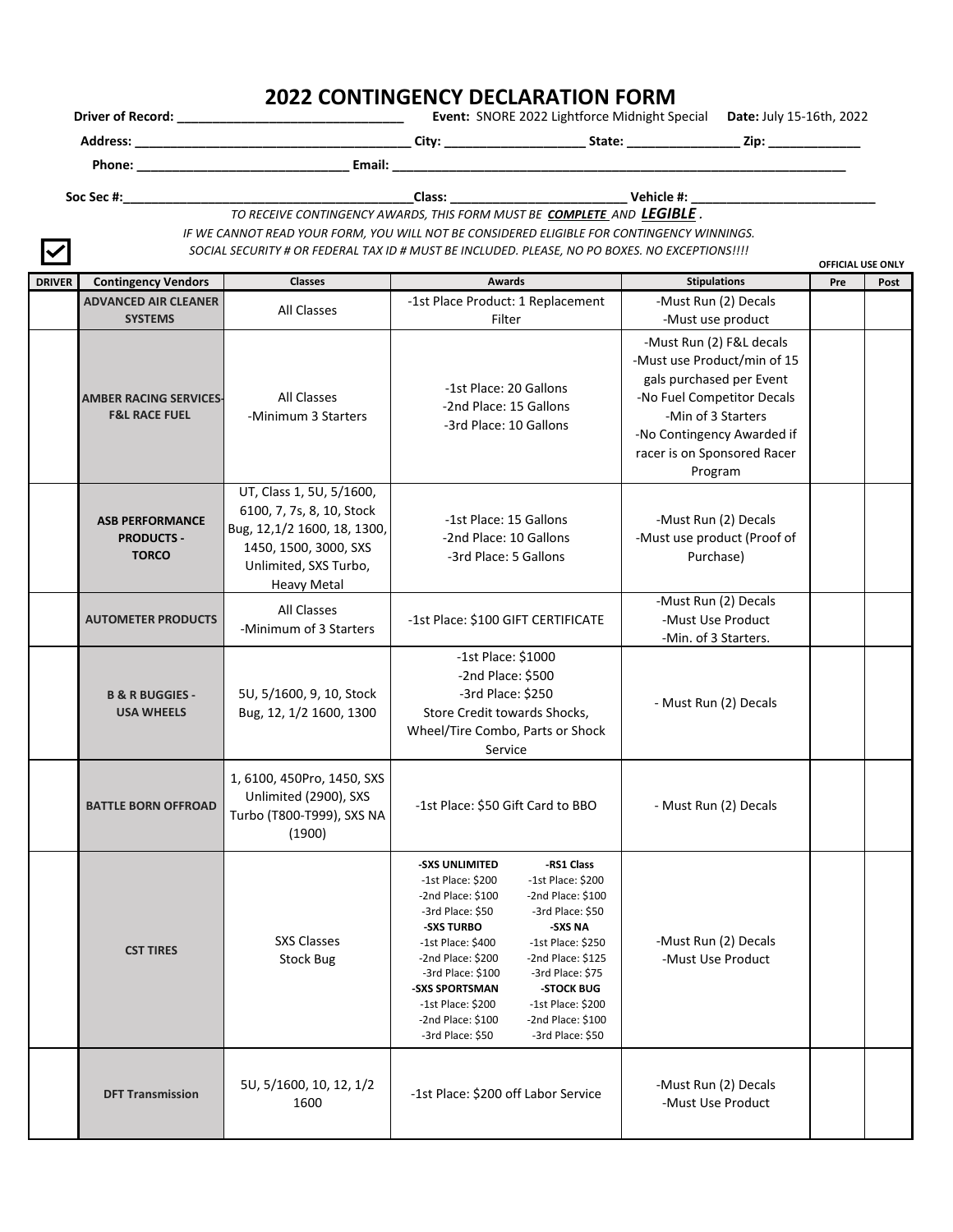# 2022 CONTINGENCY DECLARATION FORM

**Driver of Record:** ________________________________ **Event:** SNORE 2022 Lightforce Midnight Special **Date:** July 15-16th, 2022

**Address:** ______________________________________ **City:** ___________________ **State:** _______________ **Zip:** ____________

**Phone:** _____________________________ **Email:** _________________________________________________________________

**Soc Sec #:** _________________________________________ **Class:** ________________________ **Vehicle #:** __________________________

*TO RECEIVE CONTINGENCY AWARDS, THIS FORM MUST BE **COMPLETE** AND **LEGIBLE**.*

*IF WE CANNOT READ YOUR FORM, YOU WILL NOT BE CONSIDERED ELIGIBLE FOR CONTINGENCY WINNINGS.*

*SOCIAL SECURITY # OR FEDERAL TAX ID # MUST BE INCLUDED. PLEASE, NO PO BOXES. NO EXCEPTIONS!!!!*

☑

| DRIVER | Contingency Vendors | Classes | Awards | Stipulations | OFFICIAL USE ONLY Pre | Post |
|---|---|---|---|---|---|---|
| | **ADVANCED AIR CLEANER SYSTEMS** | All Classes | -1st Place Product: 1 Replacement Filter | -Must Run (2) Decals<br>-Must use product | | |
| | **AMBER RACING SERVICES-F&L RACE FUEL** | All Classes<br>-Minimum 3 Starters | -1st Place: 20 Gallons<br>-2nd Place: 15 Gallons<br>-3rd Place: 10 Gallons | -Must Run (2) F&L decals<br>-Must use Product/min of 15 gals purchased per Event<br>-No Fuel Competitor Decals<br>-Min of 3 Starters<br>-No Contingency Awarded if racer is on Sponsored Racer Program | | |
| | **ASB PERFORMANCE PRODUCTS - TORCO** | UT, Class 1, 5U, 5/1600, 6100, 7, 7s, 8, 10, Stock Bug, 12,1/2 1600, 18, 1300, 1450, 1500, 3000, SXS Unlimited, SXS Turbo, Heavy Metal | -1st Place: 15 Gallons<br>-2nd Place: 10 Gallons<br>-3rd Place: 5 Gallons | -Must Run (2) Decals<br>-Must use product (Proof of Purchase) | | |
| | **AUTOMETER PRODUCTS** | All Classes<br>-Minimum of 3 Starters | -1st Place: $100 GIFT CERTIFICATE | -Must Run (2) Decals<br>-Must Use Product<br>-Min. of 3 Starters. | | |
| | **B & R BUGGIES - USA WHEELS** | 5U, 5/1600, 9, 10, Stock Bug, 12, 1/2 1600, 1300 | -1st Place: $1000<br>-2nd Place: $500<br>-3rd Place: $250<br>Store Credit towards Shocks, Wheel/Tire Combo, Parts or Shock Service | - Must Run (2) Decals | | |
| | **BATTLE BORN OFFROAD** | 1, 6100, 450Pro, 1450, SXS Unlimited (2900), SXS Turbo (T800-T999), SXS NA (1900) | -1st Place: $50 Gift Card to BBO | - Must Run (2) Decals | | |
| | **CST TIRES** | SXS Classes<br>Stock Bug | **-SXS UNLIMITED** -1st Place: $200 -2nd Place: $100 -3rd Place: $50<br>**-RS1 Class** -1st Place: $200 -2nd Place: $100 -3rd Place: $50<br>**-SXS TURBO** -1st Place: $400 -2nd Place: $200 -3rd Place: $100<br>**-SXS NA** -1st Place: $250 -2nd Place: $125 -3rd Place: $75<br>**-SXS SPORTSMAN** -1st Place: $200 -2nd Place: $100 -3rd Place: $50<br>**-STOCK BUG** -1st Place: $200 -2nd Place: $100 -3rd Place: $50 | -Must Run (2) Decals<br>-Must Use Product | | |
| | **DFT Transmission** | 5U, 5/1600, 10, 12, 1/2 1600 | -1st Place: $200 off Labor Service | -Must Run (2) Decals<br>-Must Use Product | | |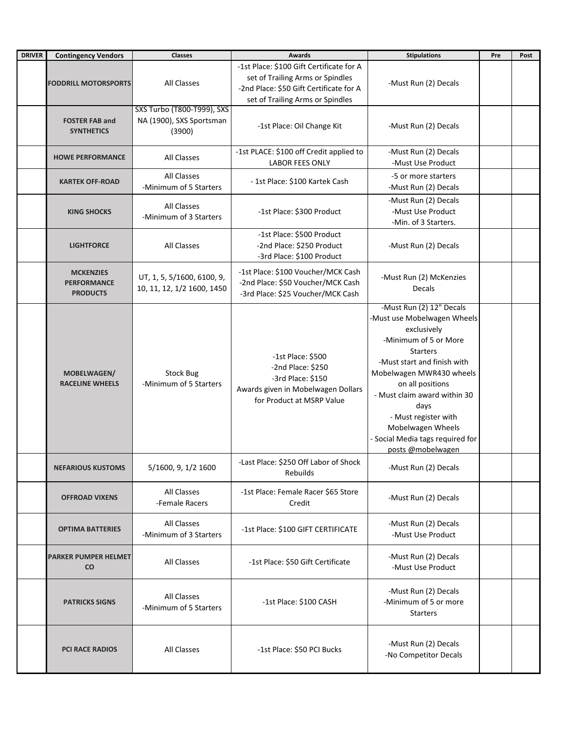| DRIVER | Contingency Vendors | Classes | Awards | Stipulations | Pre | Post |
|---|---|---|---|---|---|---|
| | FODDRILL MOTORSPORTS | All Classes | -1st Place: $100 Gift Certificate for A set of Trailing Arms or Spindles<br>-2nd Place: $50 Gift Certificate for A set of Trailing Arms or Spindles | -Must Run (2) Decals | | |
| | FOSTER FAB and SYNTHETICS | SXS Turbo (T800-T999), SXS NA (1900), SXS Sportsman (3900) | -1st Place: Oil Change Kit | -Must Run (2) Decals | | |
| | HOWE PERFORMANCE | All Classes | -1st PLACE: $100 off Credit applied to LABOR FEES ONLY | -Must Run (2) Decals<br>-Must Use Product | | |
| | KARTEK OFF-ROAD | All Classes<br>-Minimum of 5 Starters | - 1st Place: $100 Kartek Cash | -5 or more starters<br>-Must Run (2) Decals | | |
| | KING SHOCKS | All Classes<br>-Minimum of 3 Starters | -1st Place: $300 Product | -Must Run (2) Decals<br>-Must Use Product<br>-Min. of 3 Starters. | | |
| | LIGHTFORCE | All Classes | -1st Place: $500 Product<br>-2nd Place: $250 Product<br>-3rd Place: $100 Product | -Must Run (2) Decals | | |
| | MCKENZIES PERFORMANCE PRODUCTS | UT, 1, 5, 5/1600, 6100, 9, 10, 11, 12, 1/2 1600, 1450 | -1st Place: $100 Voucher/MCK Cash<br>-2nd Place: $50 Voucher/MCK Cash<br>-3rd Place: $25 Voucher/MCK Cash | -Must Run (2) McKenzies Decals | | |
| | MOBELWAGEN/ RACELINE WHEELS | Stock Bug<br>-Minimum of 5 Starters | -1st Place: $500<br>-2nd Place: $250<br>-3rd Place: $150<br>Awards given in Mobelwagen Dollars for Product at MSRP Value | -Must Run (2) 12" Decals<br>-Must use Mobelwagen Wheels exclusively<br>-Minimum of 5 or More Starters<br>-Must start and finish with Mobelwagen MWR430 wheels on all positions<br>- Must claim award within 30 days<br>- Must register with Mobelwagen Wheels<br>- Social Media tags required for posts @mobelwagen | | |
| | NEFARIOUS KUSTOMS | 5/1600, 9, 1/2 1600 | -Last Place: $250 Off Labor of Shock Rebuilds | -Must Run (2) Decals | | |
| | OFFROAD VIXENS | All Classes<br>-Female Racers | -1st Place: Female Racer $65 Store Credit | -Must Run (2) Decals | | |
| | OPTIMA BATTERIES | All Classes<br>-Minimum of 3 Starters | -1st Place: $100 GIFT CERTIFICATE | -Must Run (2) Decals<br>-Must Use Product | | |
| | PARKER PUMPER HELMET CO | All Classes | -1st Place: $50 Gift Certificate | -Must Run (2) Decals<br>-Must Use Product | | |
| | PATRICKS SIGNS | All Classes<br>-Minimum of 5 Starters | -1st Place: $100 CASH | -Must Run (2) Decals<br>-Minimum of 5 or more Starters | | |
| | PCI RACE RADIOS | All Classes | -1st Place: $50 PCI Bucks | -Must Run (2) Decals<br>-No Competitor Decals | | |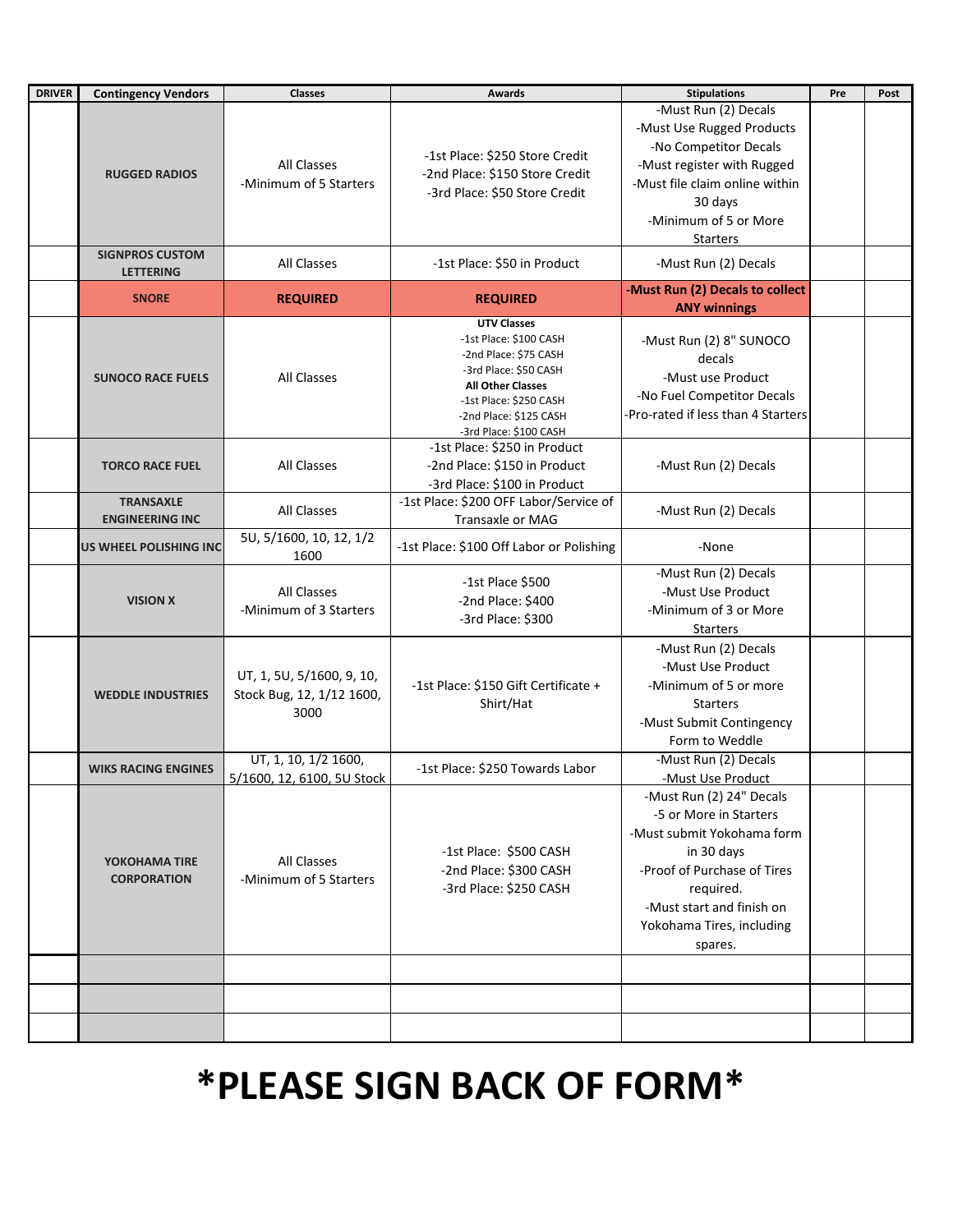| DRIVER | Contingency Vendors | Classes | Awards | Stipulations | Pre | Post |
|---|---|---|---|---|---|---|
| | **RUGGED RADIOS** | All Classes<br>-Minimum of 5 Starters | -1st Place: $250 Store Credit<br>-2nd Place: $150 Store Credit<br>-3rd Place: $50 Store Credit | -Must Run (2) Decals<br>-Must Use Rugged Products<br>-No Competitor Decals<br>-Must register with Rugged<br>-Must file claim online within 30 days<br>-Minimum of 5 or More Starters | | |
| | **SIGNPROS CUSTOM LETTERING** | All Classes | -1st Place: $50 in Product | -Must Run (2) Decals | | |
| | **SNORE** | **REQUIRED** | **REQUIRED** | **-Must Run (2) Decals to collect ANY winnings** | | |
| | **SUNOCO RACE FUELS** | All Classes | **UTV Classes**<br>-1st Place: $100 CASH<br>-2nd Place: $75 CASH<br>-3rd Place: $50 CASH<br>**All Other Classes**<br>-1st Place: $250 CASH<br>-2nd Place: $125 CASH<br>-3rd Place: $100 CASH | -Must Run (2) 8" SUNOCO decals<br>-Must use Product<br>-No Fuel Competitor Decals<br>-Pro-rated if less than 4 Starters | | |
| | **TORCO RACE FUEL** | All Classes | -1st Place: $250 in Product<br>-2nd Place: $150 in Product<br>-3rd Place: $100 in Product | -Must Run (2) Decals | | |
| | **TRANSAXLE ENGINEERING INC** | All Classes | -1st Place: $200 OFF Labor/Service of Transaxle or MAG | -Must Run (2) Decals | | |
| | **US WHEEL POLISHING INC** | 5U, 5/1600, 10, 12, 1/2 1600 | -1st Place: $100 Off Labor or Polishing | -None | | |
| | **VISION X** | All Classes<br>-Minimum of 3 Starters | -1st Place $500<br>-2nd Place: $400<br>-3rd Place: $300 | -Must Run (2) Decals<br>-Must Use Product<br>-Minimum of 3 or More Starters | | |
| | **WEDDLE INDUSTRIES** | UT, 1, 5U, 5/1600, 9, 10, Stock Bug, 12, 1/12 1600, 3000 | -1st Place: $150 Gift Certificate + Shirt/Hat | -Must Run (2) Decals<br>-Must Use Product<br>-Minimum of 5 or more Starters<br>-Must Submit Contingency Form to Weddle | | |
| | **WIKS RACING ENGINES** | UT, 1, 10, 1/2 1600, 5/1600, 12, 6100, 5U Stock | -1st Place: $250 Towards Labor | -Must Run (2) Decals<br>-Must Use Product | | |
| | **YOKOHAMA TIRE CORPORATION** | All Classes<br>-Minimum of 5 Starters | -1st Place: $500 CASH<br>-2nd Place: $300 CASH<br>-3rd Place: $250 CASH | -Must Run (2) 24" Decals<br>-5 or More in Starters<br>-Must submit Yokohama form in 30 days<br>-Proof of Purchase of Tires required.<br>-Must start and finish on Yokohama Tires, including spares. | | |
| | | | | | | |
| | | | | | | |
| | | | | | | |

# *PLEASE SIGN BACK OF FORM*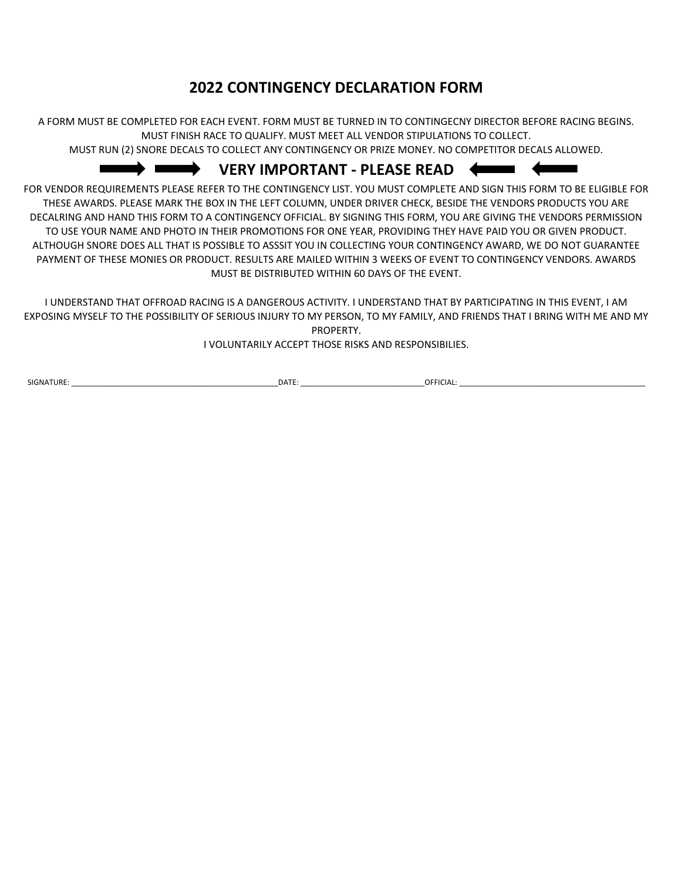# 2022 CONTINGENCY DECLARATION FORM

A FORM MUST BE COMPLETED FOR EACH EVENT. FORM MUST BE TURNED IN TO CONTINGECNY DIRECTOR BEFORE RACING BEGINS. MUST FINISH RACE TO QUALIFY. MUST MEET ALL VENDOR STIPULATIONS TO COLLECT.
MUST RUN (2) SNORE DECALS TO COLLECT ANY CONTINGENCY OR PRIZE MONEY. NO COMPETITOR DECALS ALLOWED.

## VERY IMPORTANT - PLEASE READ

FOR VENDOR REQUIREMENTS PLEASE REFER TO THE CONTINGENCY LIST. YOU MUST COMPLETE AND SIGN THIS FORM TO BE ELIGIBLE FOR THESE AWARDS. PLEASE MARK THE BOX IN THE LEFT COLUMN, UNDER DRIVER CHECK, BESIDE THE VENDORS PRODUCTS YOU ARE DECALRING AND HAND THIS FORM TO A CONTINGENCY OFFICIAL. BY SIGNING THIS FORM, YOU ARE GIVING THE VENDORS PERMISSION TO USE YOUR NAME AND PHOTO IN THEIR PROMOTIONS FOR ONE YEAR, PROVIDING THEY HAVE PAID YOU OR GIVEN PRODUCT. ALTHOUGH SNORE DOES ALL THAT IS POSSIBLE TO ASSSIT YOU IN COLLECTING YOUR CONTINGENCY AWARD, WE DO NOT GUARANTEE PAYMENT OF THESE MONIES OR PRODUCT. RESULTS ARE MAILED WITHIN 3 WEEKS OF EVENT TO CONTINGENCY VENDORS. AWARDS MUST BE DISTRIBUTED WITHIN 60 DAYS OF THE EVENT.

I UNDERSTAND THAT OFFROAD RACING IS A DANGEROUS ACTIVITY. I UNDERSTAND THAT BY PARTICIPATING IN THIS EVENT, I AM EXPOSING MYSELF TO THE POSSIBILITY OF SERIOUS INJURY TO MY PERSON, TO MY FAMILY, AND FRIENDS THAT I BRING WITH ME AND MY PROPERTY.
I VOLUNTARILY ACCEPT THOSE RISKS AND RESPONSIBILIES.

SIGNATURE: ______________________________ DATE: ____________________ OFFICIAL: ______________________________